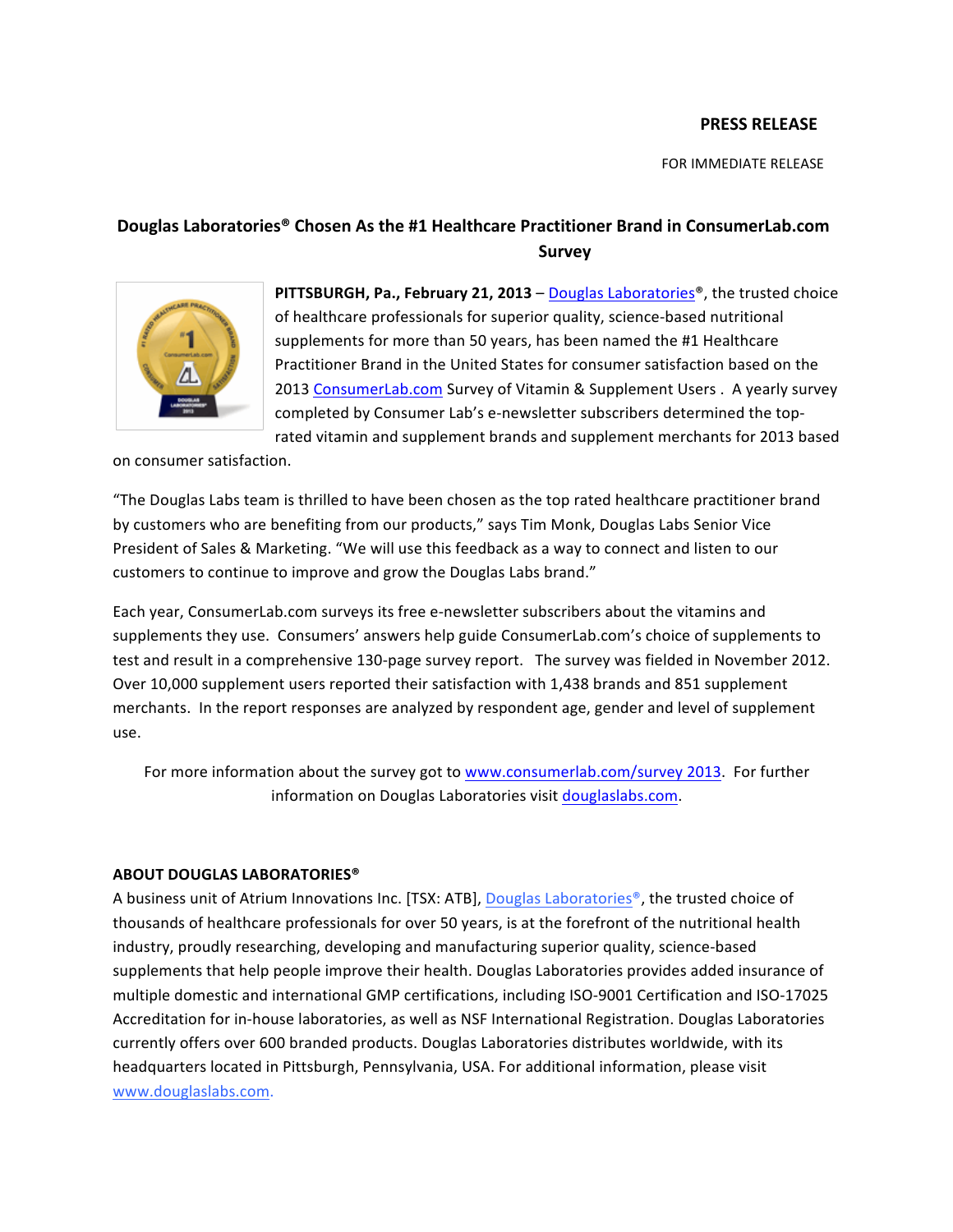**PRESS RELEASE**

FOR IMMEDIATE RELEASE

## Douglas Laboratories® Chosen As the #1 Healthcare Practitioner Brand in ConsumerLab.com Survey

**PITTSBURGH, Pa., February 21, 2013** – Douglas Laboratories®, the trusted choice of healthcare professionals for superior quality, science-based nutritional supplements for more than 50 years, has been named the #1 Healthcare Practitioner Brand in the United States for consumer satisfaction based on the 2013 ConsumerLab.com Survey of Vitamin & Supplement Users . A yearly survey completed by Consumer Lab's e-newsletter subscribers determined the top-rated vitamin and supplement brands and supplement merchants for 2013 based on consumer satisfaction.

"The Douglas Labs team is thrilled to have been chosen as the top rated healthcare practitioner brand by customers who are benefiting from our products," says Tim Monk, Douglas Labs Senior Vice President of Sales & Marketing. "We will use this feedback as a way to connect and listen to our customers to continue to improve and grow the Douglas Labs brand."

Each year, ConsumerLab.com surveys its free e-newsletter subscribers about the vitamins and supplements they use. Consumers' answers help guide ConsumerLab.com's choice of supplements to test and result in a comprehensive 130-page survey report. The survey was fielded in November 2012. Over 10,000 supplement users reported their satisfaction with 1,438 brands and 851 supplement merchants. In the report responses are analyzed by respondent age, gender and level of supplement use.

For more information about the survey got to www.consumerlab.com/survey 2013. For further information on Douglas Laboratories visit douglaslabs.com.

**ABOUT DOUGLAS LABORATORIES®**

A business unit of Atrium Innovations Inc. [TSX: ATB], Douglas Laboratories®, the trusted choice of thousands of healthcare professionals for over 50 years, is at the forefront of the nutritional health industry, proudly researching, developing and manufacturing superior quality, science-based supplements that help people improve their health. Douglas Laboratories provides added insurance of multiple domestic and international GMP certifications, including ISO-9001 Certification and ISO-17025 Accreditation for in-house laboratories, as well as NSF International Registration. Douglas Laboratories currently offers over 600 branded products. Douglas Laboratories distributes worldwide, with its headquarters located in Pittsburgh, Pennsylvania, USA. For additional information, please visit www.douglaslabs.com.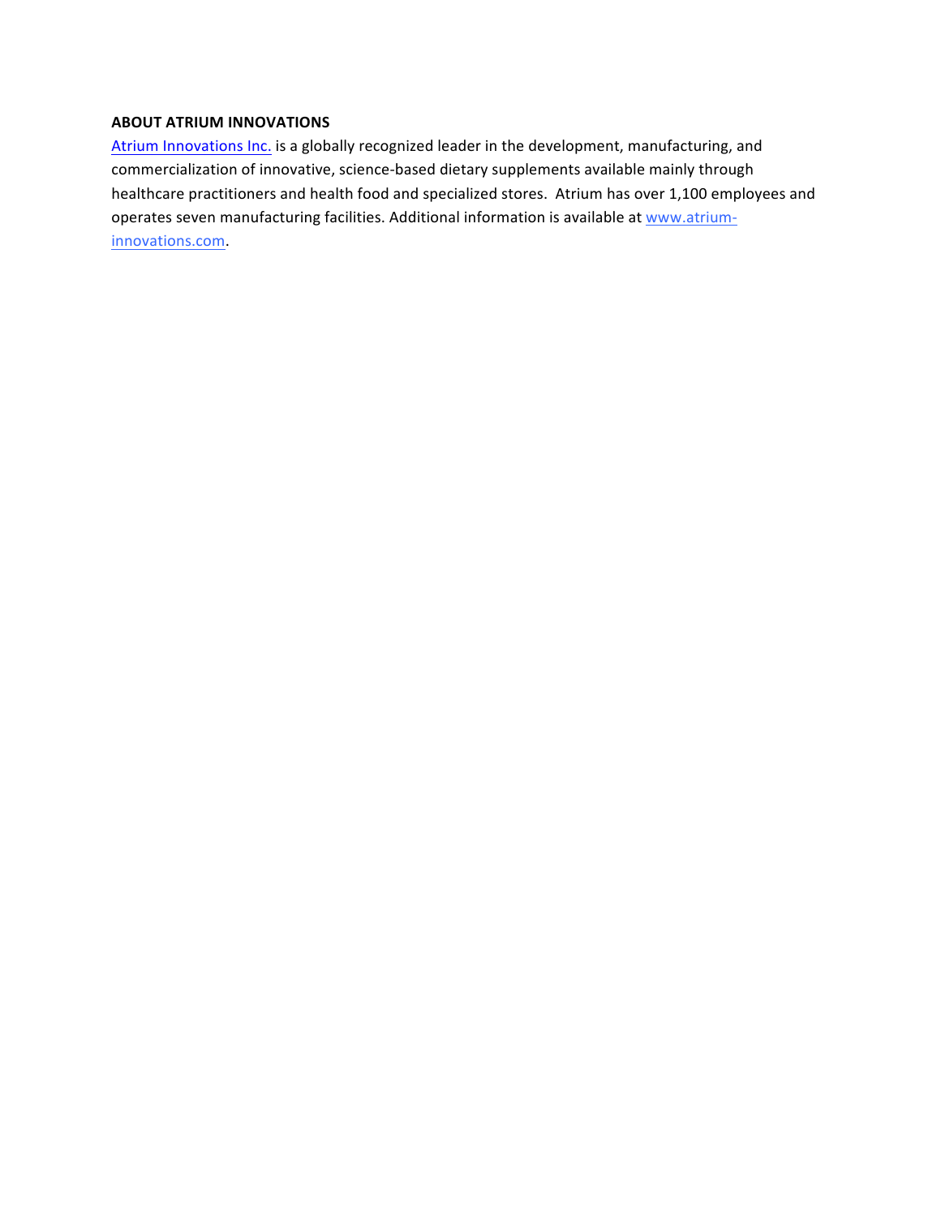**ABOUT ATRIUM INNOVATIONS**

Atrium Innovations Inc. is a globally recognized leader in the development, manufacturing, and commercialization of innovative, science-based dietary supplements available mainly through healthcare practitioners and health food and specialized stores. Atrium has over 1,100 employees and operates seven manufacturing facilities. Additional information is available at www.atrium-innovations.com.